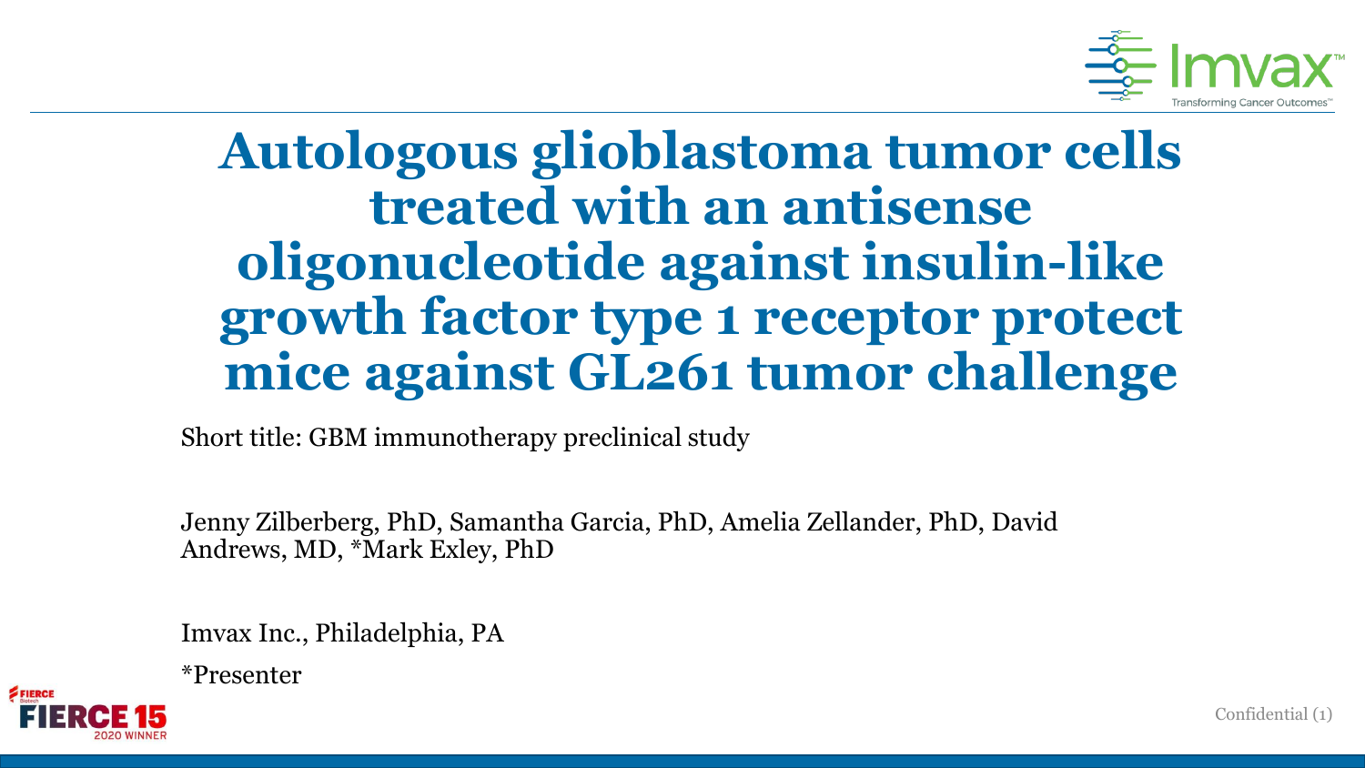# Autologous glioblastoma tumor cells treated with an antisense oligonucleotide against insulin-like growth factor type 1 receptor protect mice against GL261 tumor challenge

Short title: GBM immunotherapy preclinical study

Jenny Zilberberg, PhD, Samantha Garcia, PhD, Amelia Zellander, PhD, David Andrews, MD, *Mark Exley, PhD

Imvax Inc., Philadelphia, PA

*Presenter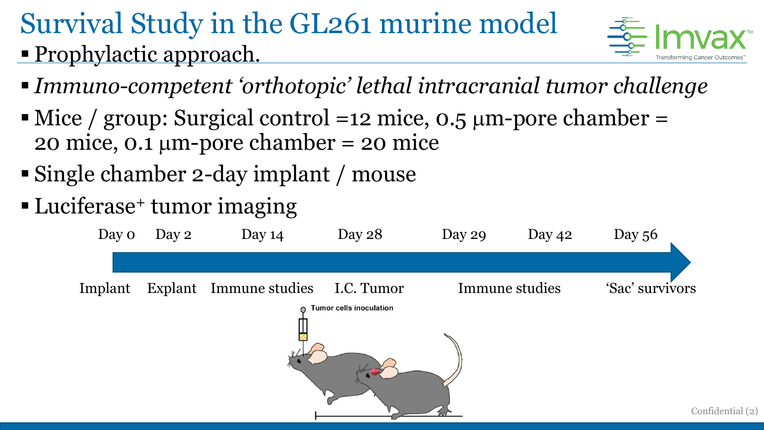# Survival Study in the GL261 murine model

- Prophylactic approach.

- *Immuno-competent 'orthotopic' lethal intracranial tumor challenge*
- Mice / group: Surgical control =12 mice, 0.5 μm-pore chamber = 20 mice, 0.1 μm-pore chamber = 20 mice
- Single chamber 2-day implant / mouse
- Luciferase⁺ tumor imaging

| Day 0 | Day 2 | Day 14 | Day 28 | Day 29 | Day 42 | Day 56 |
|---|---|---|---|---|---|---|
| Implant | Explant | Immune studies | I.C. Tumor | Immune studies | | 'Sac' survivors |

Tumor cells inoculation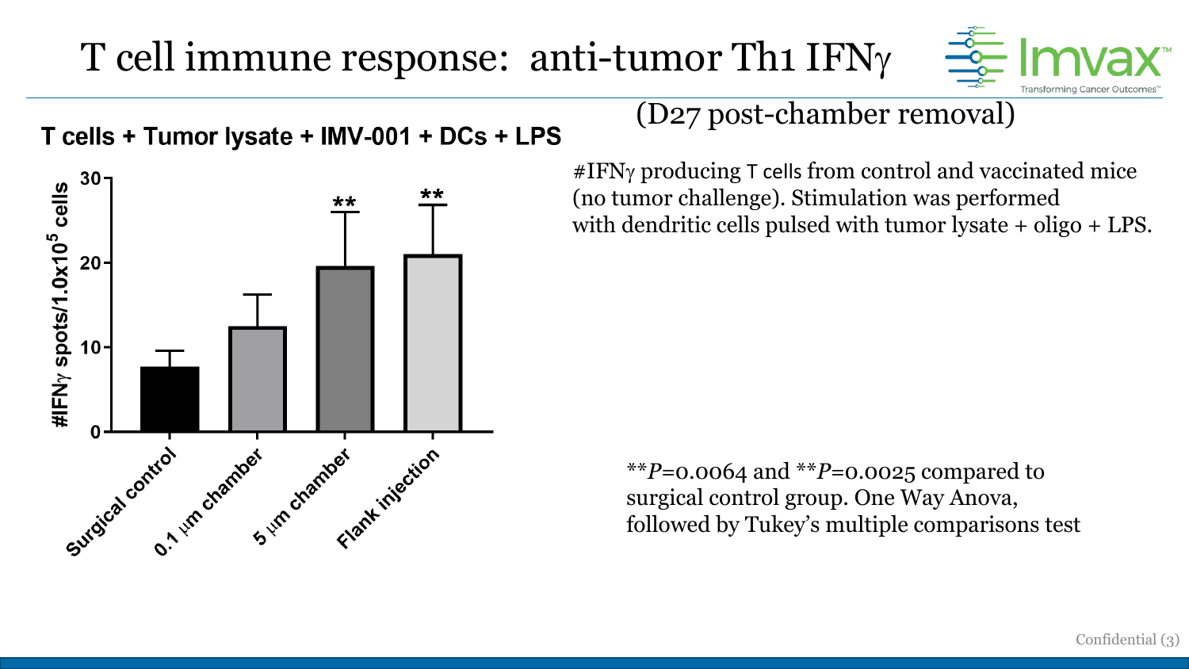# T cell immune response: anti-tumor Th1 IFNγ

(D27 post-chamber removal)

**T cells + Tumor lysate + IMV-001 + DCs + LPS**

| Group | #IFNγ spots/$1.0 \times 10^5$ cells |
|---|---|
| Surgical control | ~7.5 |
| 0.1 µm chamber | ~12.5 |
| 5 µm chamber | ~19.5 ** |
| Flank injection | ~21 ** |

#IFNγ producing T cells from control and vaccinated mice (no tumor challenge). Stimulation was performed with dendritic cells pulsed with tumor lysate + oligo + LPS.

**$P=0.0064$ and **$P=0.0025$ compared to surgical control group. One Way Anova, followed by Tukey's multiple comparisons test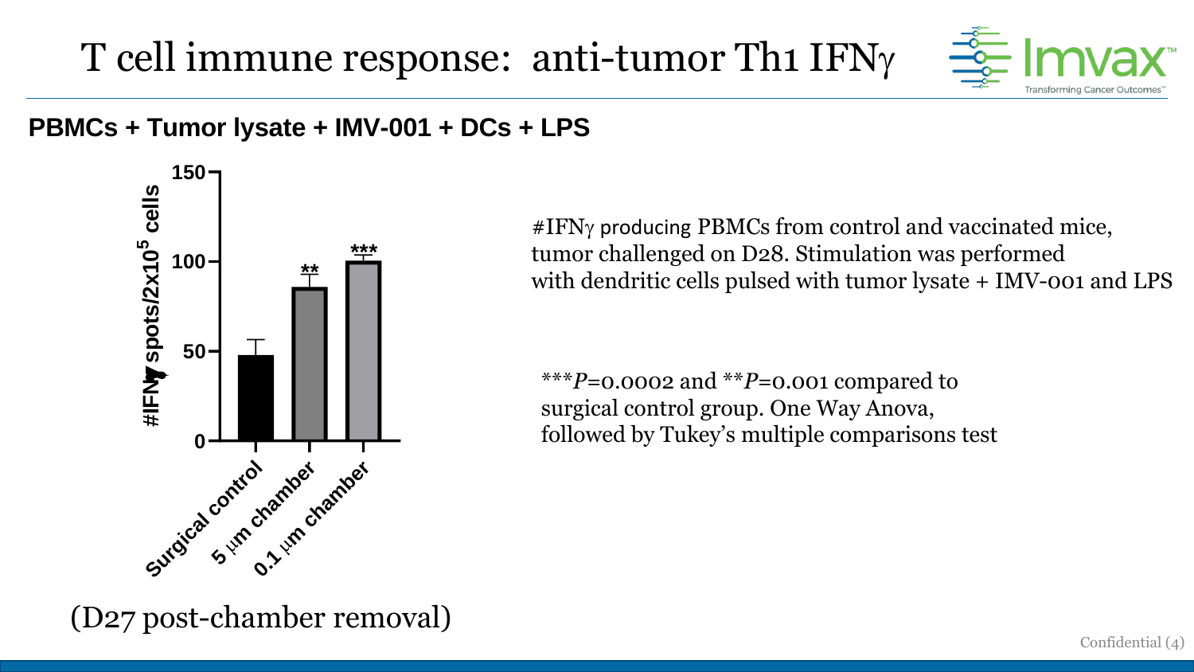# T cell immune response: anti-tumor Th1 IFNγ

**PBMCs + Tumor lysate + IMV-001 + DCs + LPS**

#IFNγ spots/2x10$^5$ cells

| Group | Significance |
|---|---|
| Surgical control | |
| 5 μm chamber | ** |
| 0.1 μm chamber | *** |

(D27 post-chamber removal)

#IFNγ producing PBMCs from control and vaccinated mice, tumor challenged on D28. Stimulation was performed with dendritic cells pulsed with tumor lysate + IMV-001 and LPS

***$P$=0.0002 and **$P$=0.001 compared to surgical control group. One Way Anova, followed by Tukey's multiple comparisons test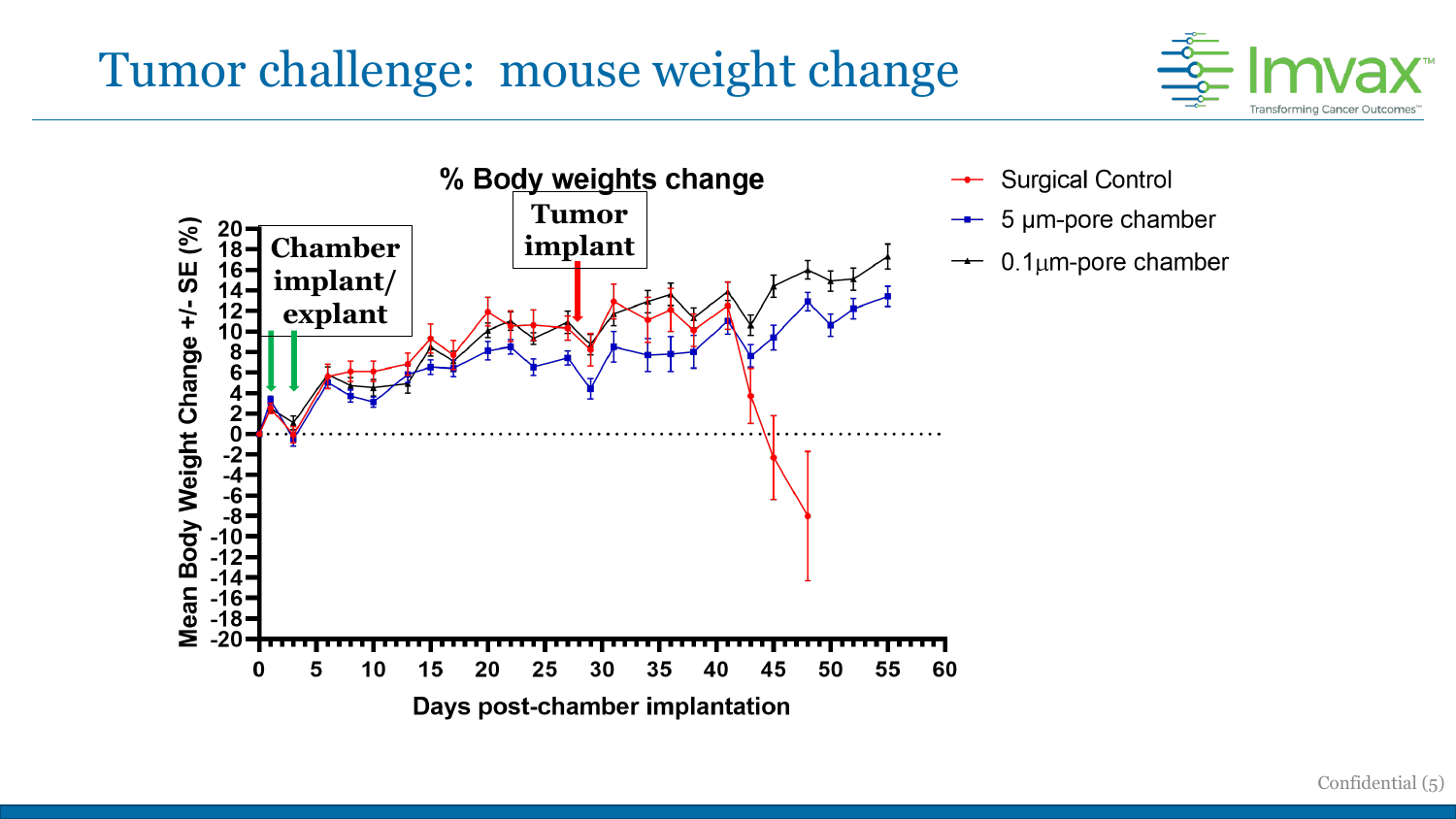# Tumor challenge: mouse weight change

**% Body weights change**

- Chamber implant/ explant
- Tumor implant

Legend:
- Surgical Control
- 5 µm-pore chamber
- 0.1µm-pore chamber

Y-axis: Mean Body Weight Change +/- SE (%)

X-axis: Days post-chamber implantation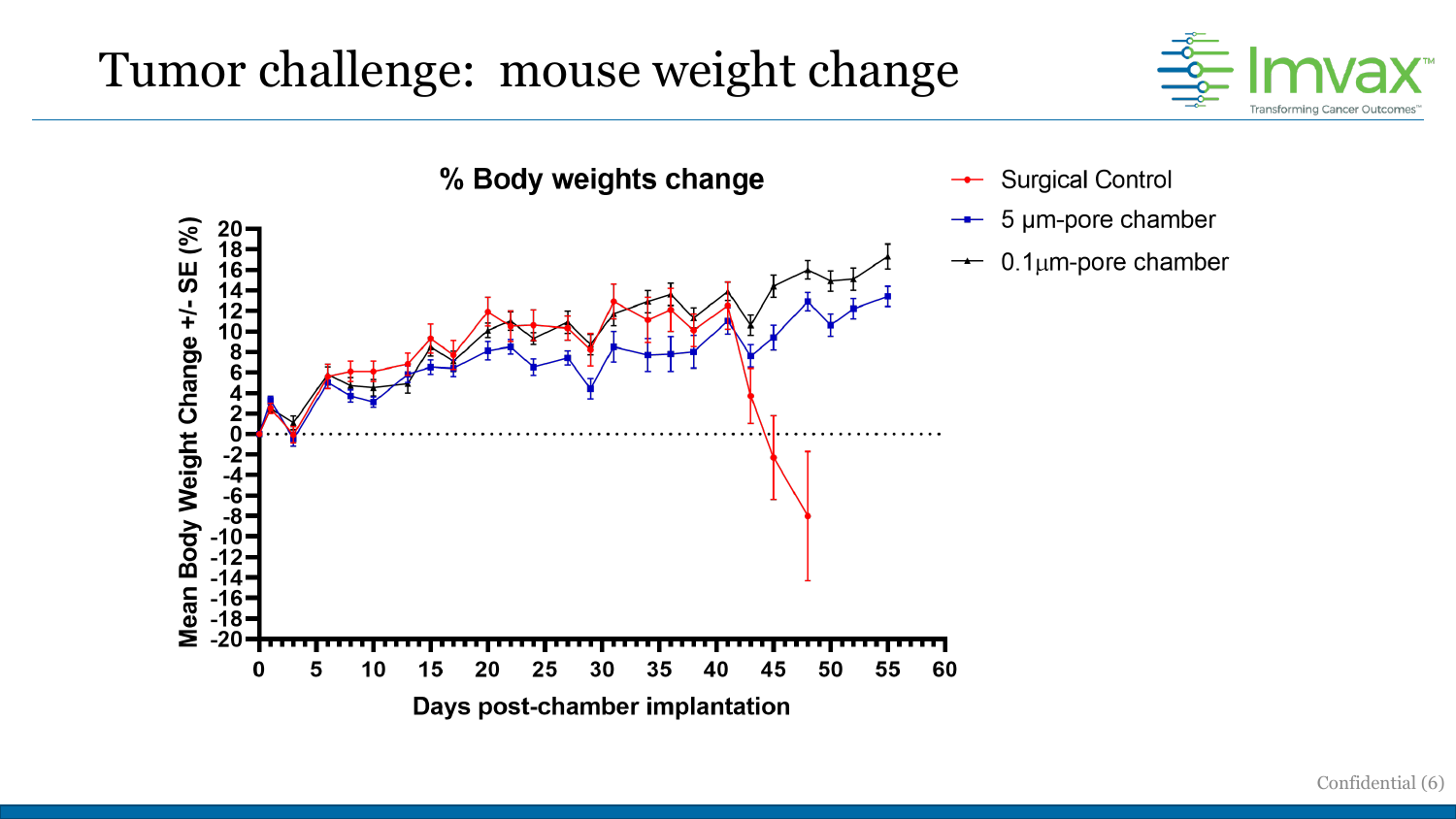# Tumor challenge: mouse weight change

% Body weights change

Surgical Control

5 µm-pore chamber

0.1µm-pore chamber

Mean Body Weight Change +/- SE (%)

Days post-chamber implantation

Confidential (6)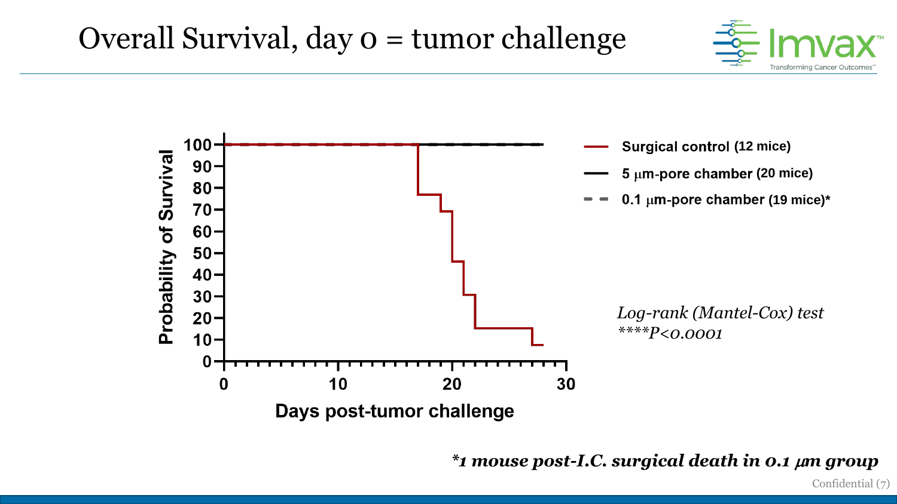# Overall Survival, day 0 = tumor challenge

Probability of Survival

Days post-tumor challenge

- Surgical control (12 mice)
- 5 μm-pore chamber (20 mice)
- 0.1 μm-pore chamber (19 mice)*

*Log-rank (Mantel-Cox) test*
*$****P<0.0001$*

***1 mouse post-I.C. surgical death in 0.1 μm group***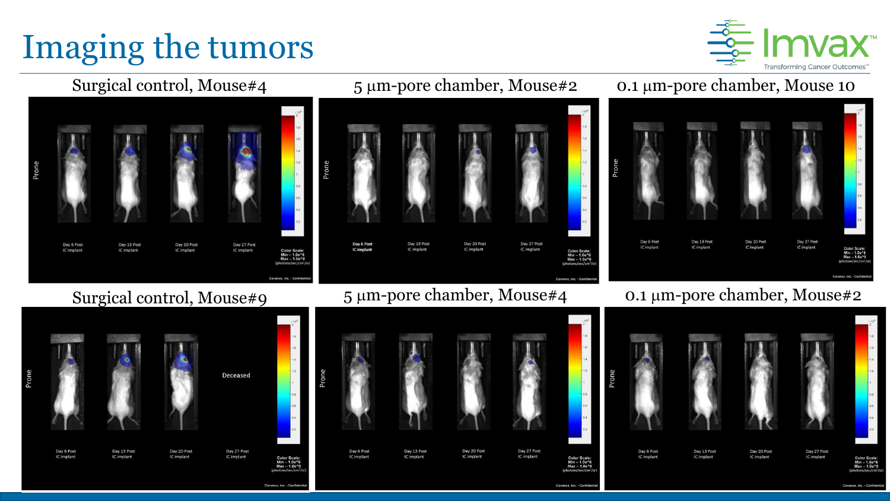# Imaging the tumors

Surgical control, Mouse#4

Prone

Day 6 Post IC implant | Day 13 Post IC implant | Day 20 Post IC implant | Day 27 Post IC implant

Color Scale: Min – 1.0e^6 Max – 1.0e^8 (photons/sec/cm²/sr)

Covance, Inc. - Confidential

5 μm-pore chamber, Mouse#2

Prone

Day 6 Post IC implant | Day 13 Post IC implant | Day 20 Post IC implant | Day 27 Post IC implant

Color Scale: Min – 1.0e^6 Max – 1.0e^8 (photons/sec/cm²/sr)

Covance, Inc. - Confidential

0.1 μm-pore chamber, Mouse 10

Prone

Day 6 Post IC implant | Day 13 Post IC implant | Day 20 Post IC implant | Day 27 Post IC implant

Color Scale: Min – 1.0e^6 Max – 1.0e^8 (photons/sec/cm²/sr)

Covance, Inc. - Confidential

Surgical control, Mouse#9

Prone

Deceased

Day 6 Post IC implant | Day 13 Post IC implant | Day 20 Post IC implant | Day 27 Post IC implant

Color Scale: Min – 1.0e^6 Max – 1.0e^8 (photons/sec/cm²/sr)

Covance, Inc. - Confidential

5 μm-pore chamber, Mouse#4

Prone

Day 6 Post IC implant | Day 13 Post IC implant | Day 20 Post IC implant | Day 27 Post IC implant

Color Scale: Min – 1.0e^6 Max – 1.0e^8 (photons/sec/cm²/sr)

Covance, Inc. - Confidential

0.1 μm-pore chamber, Mouse#2

Prone

Day 6 Post IC implant | Day 13 Post IC implant | Day 20 Post IC implant | Day 27 Post IC implant

Color Scale: Min – 1.0e^6 Max – 1.0e^8 (photons/sec/cm²/sr)

Covance, Inc. - Confidential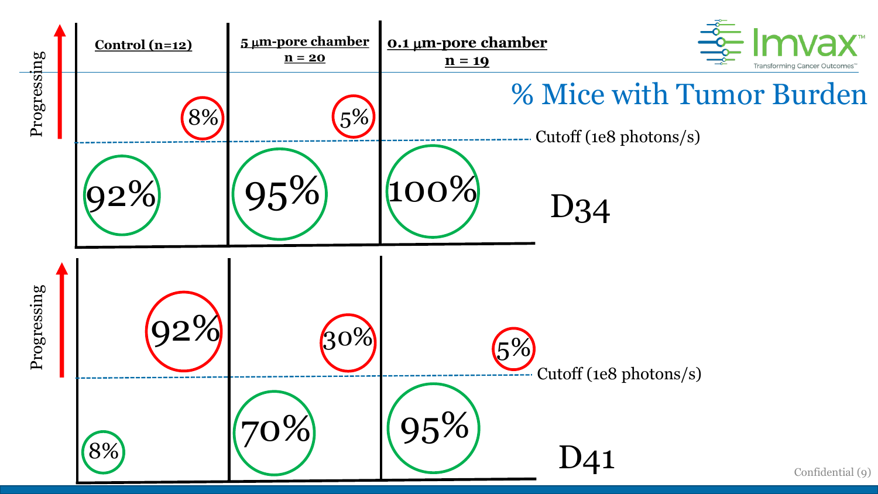# % Mice with Tumor Burden

| | Control (n=12) | 5 μm-pore chamber n = 20 | 0.1 μm-pore chamber n = 19 |
|---|---|---|---|
| **D34** – Progressing (above cutoff 1e8 photons/s) | 8% | 5% | |
| **D34** – Below cutoff (1e8 photons/s) | 92% | 95% | 100% |
| **D41** – Progressing (above cutoff 1e8 photons/s) | 92% | 30% | 5% |
| **D41** – Below cutoff (1e8 photons/s) | 8% | 70% | 95% |

Cutoff (1e8 photons/s)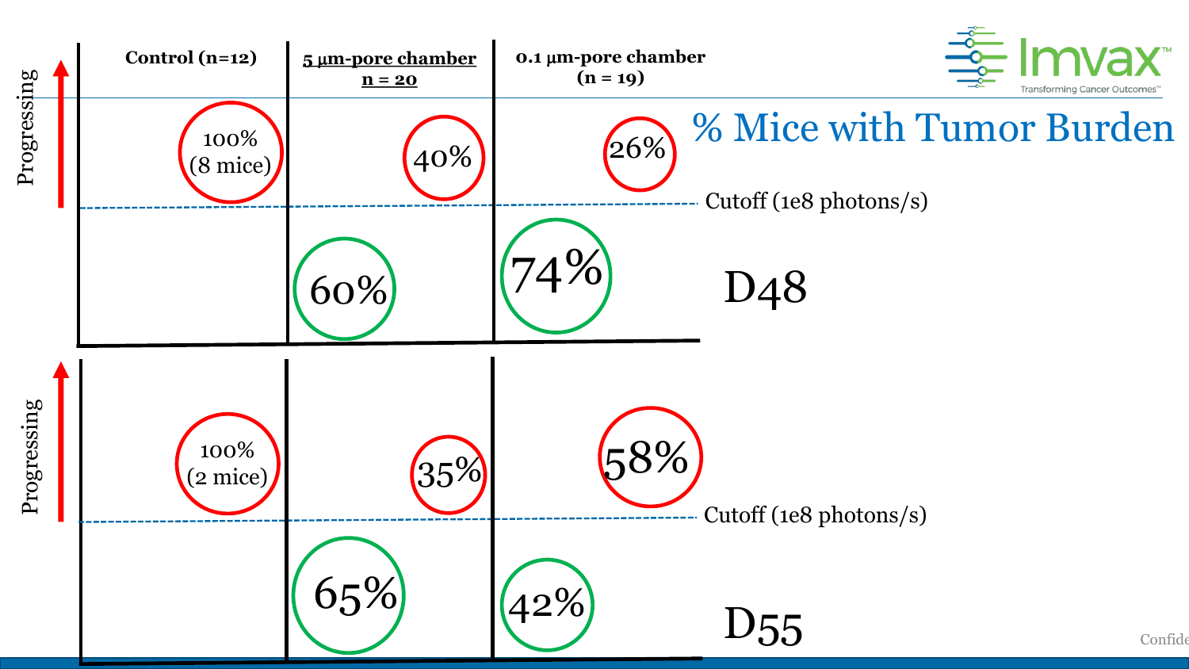# % Mice with Tumor Burden

**D48**

| | Control (n=12) | 5 µm-pore chamber n = 20 | 0.1 µm-pore chamber (n = 19) |
|---|---|---|---|
| Progressing (above cutoff, 1e8 photons/s) | 100% (8 mice) | 40% | 26% |
| Below cutoff (1e8 photons/s) | | 60% | 74% |

**D55**

| | Control (n=12) | 5 µm-pore chamber n = 20 | 0.1 µm-pore chamber (n = 19) |
|---|---|---|---|
| Progressing (above cutoff, 1e8 photons/s) | 100% (2 mice) | 35% | 58% |
| Below cutoff (1e8 photons/s) | | 65% | 42% |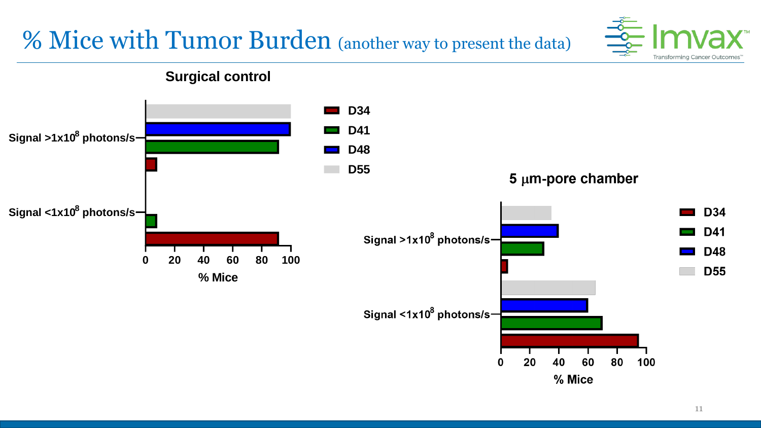# % Mice with Tumor Burden (another way to present the data)

## Surgical control

| | D34 | D41 | D48 | D55 |
|---|---|---|---|---|
| Signal >1x10[8] photons/s | | | | |
| Signal <1x10[8] photons/s | | | | |

% Mice (0, 20, 40, 60, 80, 100)

## 5 μm-pore chamber

| | D34 | D41 | D48 | D55 |
|---|---|---|---|---|
| Signal >1x10[8] photons/s | | | | |
| Signal <1x10[8] photons/s | | | | |

% Mice (0, 20, 40, 60, 80, 100)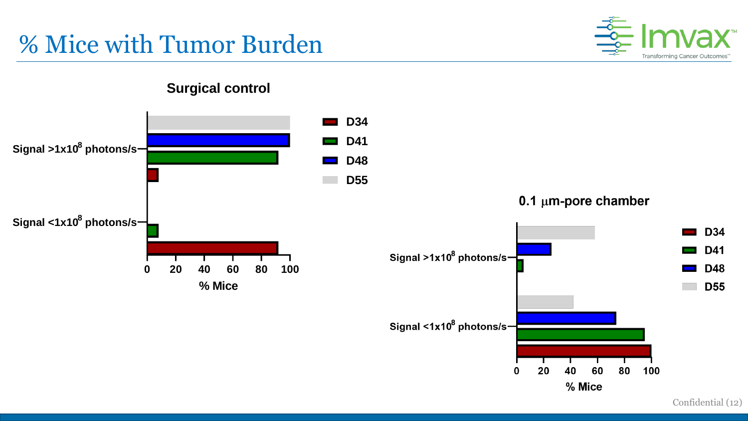# % Mice with Tumor Burden

### Surgical control

Signal $>1x10^8$ photons/s

Signal $<1x10^8$ photons/s

0 20 40 60 80 100

% Mice

D34
D41
D48
D55

### 0.1 μm-pore chamber

Signal $>1x10^8$ photons/s

Signal $<1x10^8$ photons/s

0 20 40 60 80 100

% Mice

D34
D41
D48
D55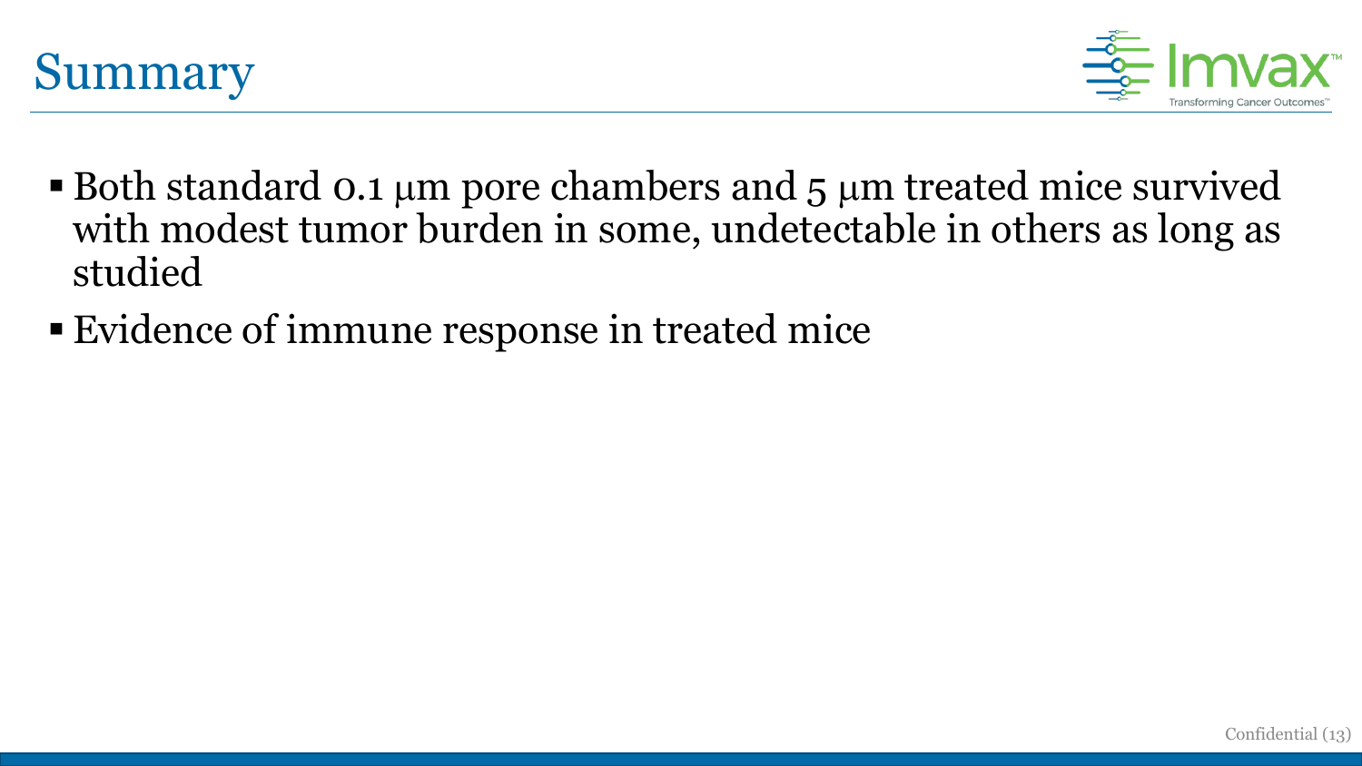# Summary

- Both standard 0.1 μm pore chambers and 5 μm treated mice survived with modest tumor burden in some, undetectable in others as long as studied
- Evidence of immune response in treated mice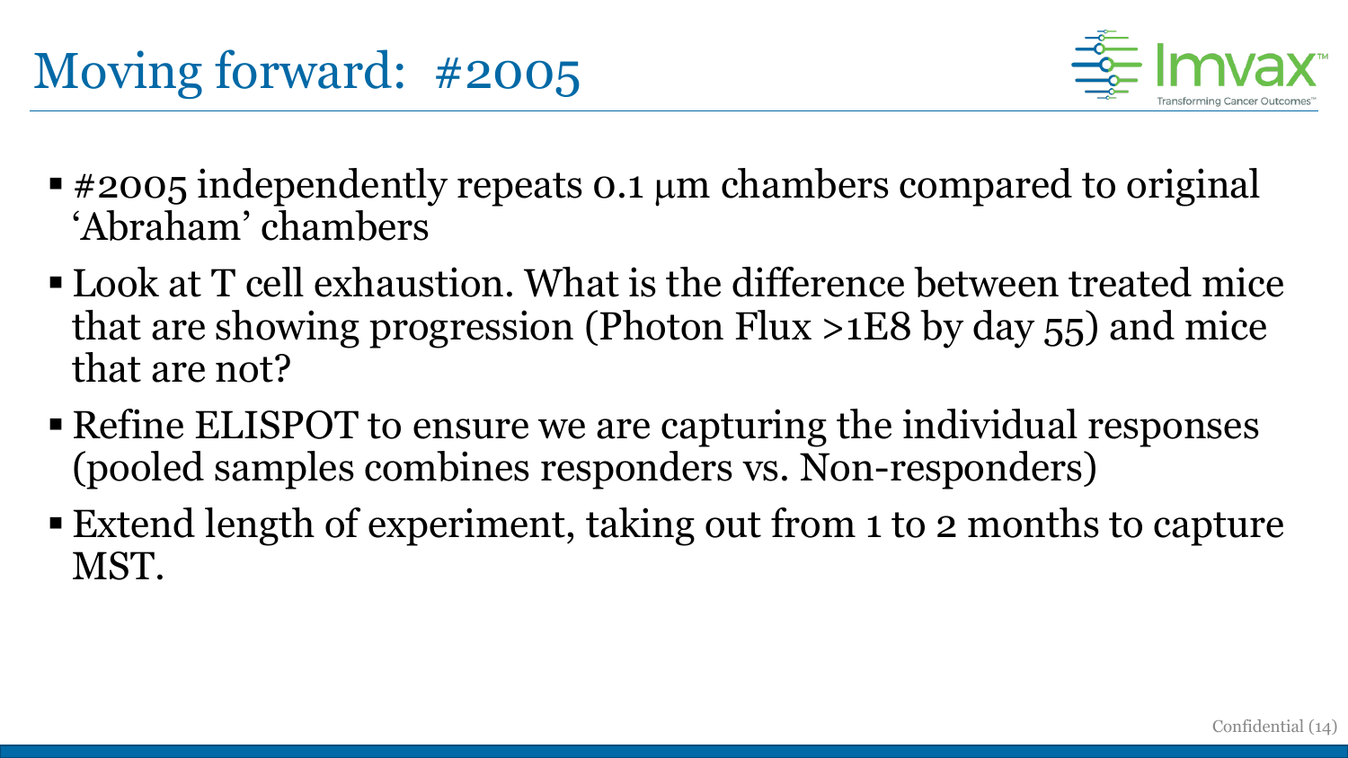# Moving forward: #2005

- #2005 independently repeats 0.1 μm chambers compared to original 'Abraham' chambers
- Look at T cell exhaustion. What is the difference between treated mice that are showing progression (Photon Flux >1E8 by day 55) and mice that are not?
- Refine ELISPOT to ensure we are capturing the individual responses (pooled samples combines responders vs. Non-responders)
- Extend length of experiment, taking out from 1 to 2 months to capture MST.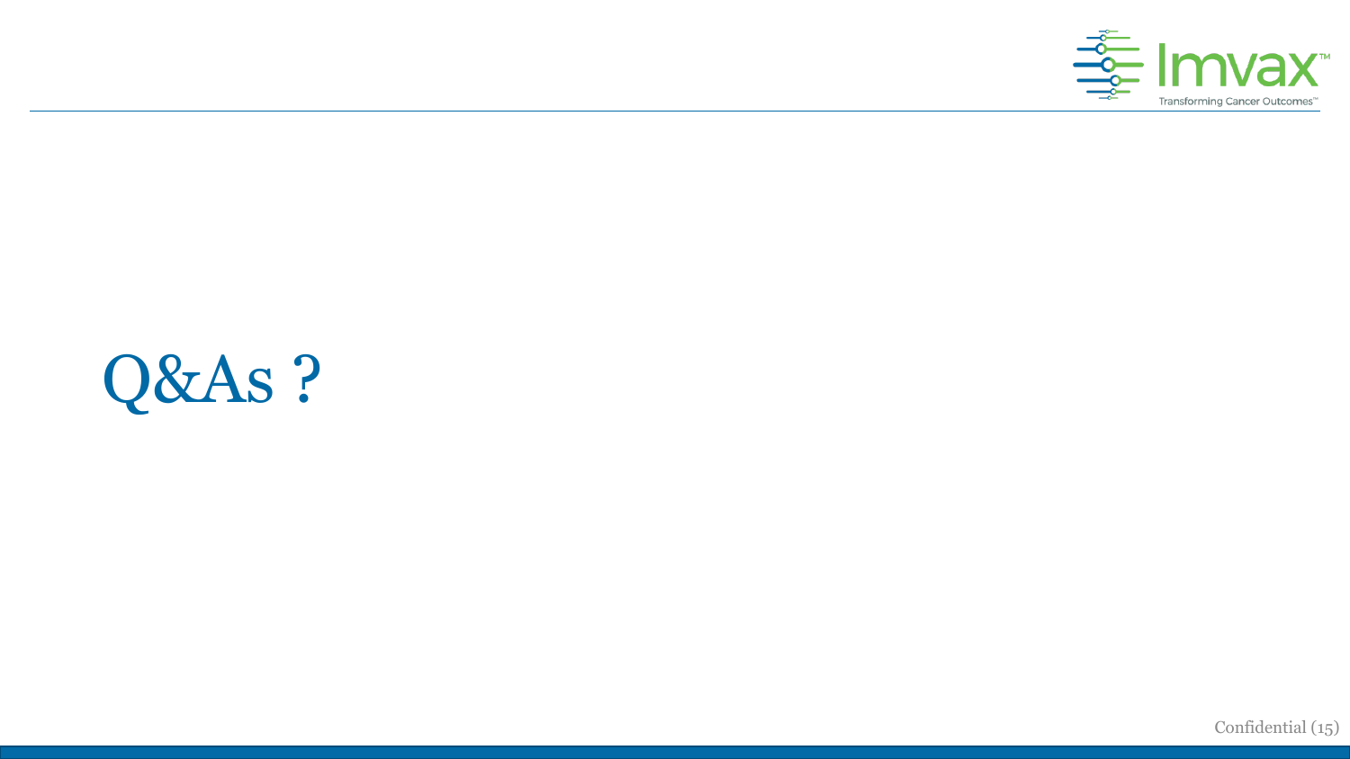# Q&As ?